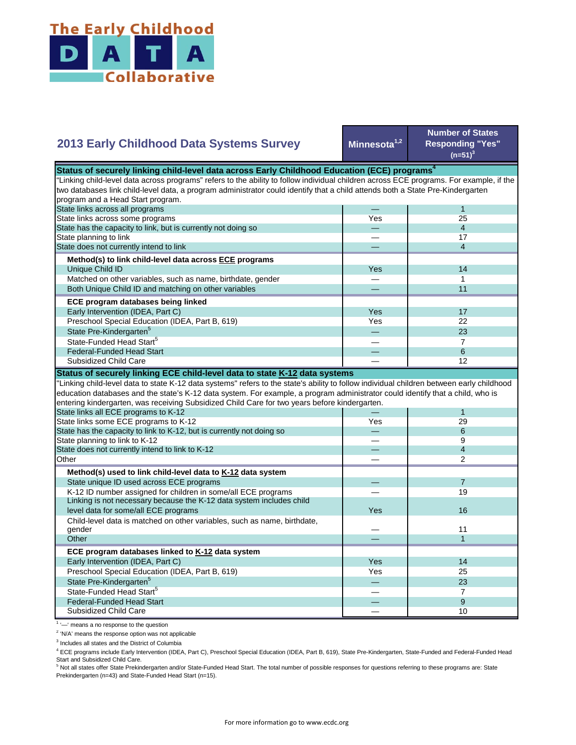The Early Childhood DATA Collaborative

## 2013 Early Childhood Data Systems Survey

| | Minnesota[1,2] | Number of States Responding "Yes" (n=51)[3] |
|---|---|---|
| **Status of securely linking child-level data across Early Childhood Education (ECE) programs[4]** | | |
| "Linking child-level data across programs" refers to the ability to follow individual children across ECE programs. For example, if the two databases link child-level data, a program administrator could identify that a child attends both a State Pre-Kindergarten program and a Head Start program. | | |
| State links across all programs | — | 1 |
| State links across some programs | Yes | 25 |
| State has the capacity to link, but is currently not doing so | — | 4 |
| State planning to link | — | 17 |
| State does not currently intend to link | — | 4 |
| **Method(s) to link child-level data across ECE programs** | | |
| Unique Child ID | Yes | 14 |
| Matched on other variables, such as name, birthdate, gender | — | 1 |
| Both Unique Child ID and matching on other variables | — | 11 |
| **ECE program databases being linked** | | |
| Early Intervention (IDEA, Part C) | Yes | 17 |
| Preschool Special Education (IDEA, Part B, 619) | Yes | 22 |
| State Pre-Kindergarten[5] | — | 23 |
| State-Funded Head Start[5] | — | 7 |
| Federal-Funded Head Start | — | 6 |
| Subsidized Child Care | — | 12 |
| **Status of securely linking ECE child-level data to state K-12 data systems** | | |
| "Linking child-level data to state K-12 data systems" refers to the state's ability to follow individual children between early childhood education databases and the state's K-12 data system. For example, a program administrator could identify that a child, who is entering kindergarten, was receiving Subsidized Child Care for two years before kindergarten. | | |
| State links all ECE programs to K-12 | — | 1 |
| State links some ECE programs to K-12 | Yes | 29 |
| State has the capacity to link to K-12, but is currently not doing so | — | 6 |
| State planning to link to K-12 | — | 9 |
| State does not currently intend to link to K-12 | — | 4 |
| Other | — | 2 |
| **Method(s) used to link child-level data to K-12 data system** | | |
| State unique ID used across ECE programs | — | 7 |
| K-12 ID number assigned for children in some/all ECE programs | — | 19 |
| Linking is not necessary because the K-12 data system includes child level data for some/all ECE programs | Yes | 16 |
| Child-level data is matched on other variables, such as name, birthdate, gender | — | 11 |
| Other | — | 1 |
| **ECE program databases linked to K-12 data system** | | |
| Early Intervention (IDEA, Part C) | Yes | 14 |
| Preschool Special Education (IDEA, Part B, 619) | Yes | 25 |
| State Pre-Kindergarten[5] | — | 23 |
| State-Funded Head Start[5] | — | 7 |
| Federal-Funded Head Start | — | 9 |
| Subsidized Child Care | — | 10 |

[1] '—' means a no response to the question

[2] 'N/A' means the response option was not applicable

[3] Includes all states and the District of Columbia

[4] ECE programs include Early Intervention (IDEA, Part C), Preschool Special Education (IDEA, Part B, 619), State Pre-Kindergarten, State-Funded and Federal-Funded Head Start and Subsidized Child Care.

[5] Not all states offer State Prekindergarten and/or State-Funded Head Start. The total number of possible responses for questions referring to these programs are: State Prekindergarten (n=43) and State-Funded Head Start (n=15).

For more information go to www.ecdc.org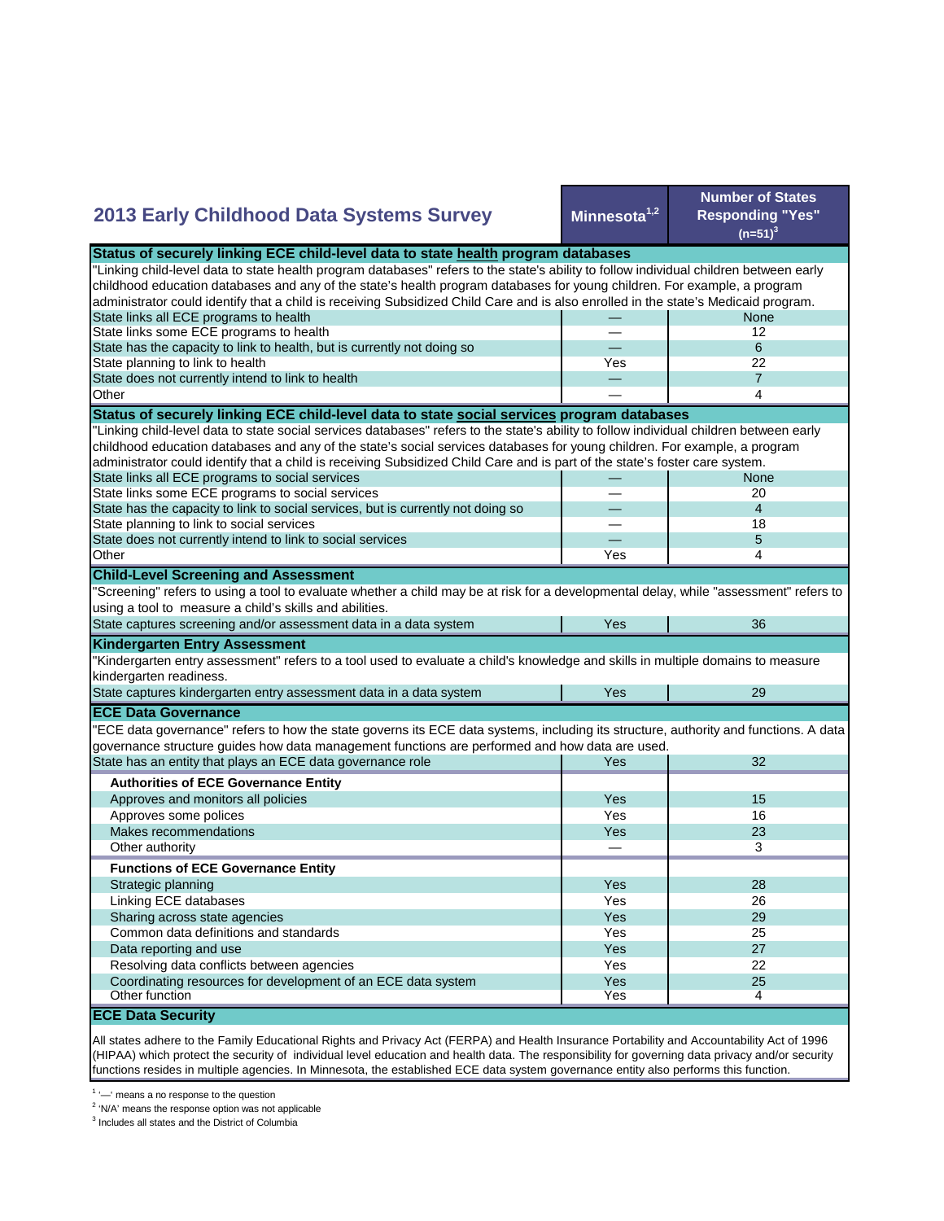| 2013 Early Childhood Data Systems Survey | Minnesota[1,2] | Number of States Responding "Yes" (n=51)[3] |
|---|---|---|
| **Status of securely linking ECE child-level data to state health program databases** | | |
| "Linking child-level data to state health program databases" refers to the state's ability to follow individual children between early childhood education databases and any of the state's health program databases for young children. For example, a program administrator could identify that a child is receiving Subsidized Child Care and is also enrolled in the state's Medicaid program. | | |
| State links all ECE programs to health | — | None |
| State links some ECE programs to health | — | 12 |
| State has the capacity to link to health, but is currently not doing so | — | 6 |
| State planning to link to health | Yes | 22 |
| State does not currently intend to link to health | — | 7 |
| Other | — | 4 |
| **Status of securely linking ECE child-level data to state social services program databases** | | |
| "Linking child-level data to state social services databases" refers to the state's ability to follow individual children between early childhood education databases and any of the state's social services databases for young children. For example, a program administrator could identify that a child is receiving Subsidized Child Care and is part of the state's foster care system. | | |
| State links all ECE programs to social services | — | None |
| State links some ECE programs to social services | — | 20 |
| State has the capacity to link to social services, but is currently not doing so | — | 4 |
| State planning to link to social services | — | 18 |
| State does not currently intend to link to social services | — | 5 |
| Other | Yes | 4 |
| **Child-Level Screening and Assessment** | | |
| "Screening" refers to using a tool to evaluate whether a child may be at risk for a developmental delay, while "assessment" refers to using a tool to measure a child's skills and abilities. | | |
| State captures screening and/or assessment data in a data system | Yes | 36 |
| **Kindergarten Entry Assessment** | | |
| "Kindergarten entry assessment" refers to a tool used to evaluate a child's knowledge and skills in multiple domains to measure kindergarten readiness. | | |
| State captures kindergarten entry assessment data in a data system | Yes | 29 |
| **ECE Data Governance** | | |
| "ECE data governance" refers to how the state governs its ECE data systems, including its structure, authority and functions. A data governance structure guides how data management functions are performed and how data are used. | | |
| State has an entity that plays an ECE data governance role | Yes | 32 |
| **Authorities of ECE Governance Entity** | | |
| Approves and monitors all policies | Yes | 15 |
| Approves some polices | Yes | 16 |
| Makes recommendations | Yes | 23 |
| Other authority | — | 3 |
| **Functions of ECE Governance Entity** | | |
| Strategic planning | Yes | 28 |
| Linking ECE databases | Yes | 26 |
| Sharing across state agencies | Yes | 29 |
| Common data definitions and standards | Yes | 25 |
| Data reporting and use | Yes | 27 |
| Resolving data conflicts between agencies | Yes | 22 |
| Coordinating resources for development of an ECE data system | Yes | 25 |
| Other function | Yes | 4 |
| **ECE Data Security** | | |
| All states adhere to the Family Educational Rights and Privacy Act (FERPA) and Health Insurance Portability and Accountability Act of 1996 (HIPAA) which protect the security of individual level education and health data. The responsibility for governing data privacy and/or security functions resides in multiple agencies. In Minnesota, the established ECE data system governance entity also performs this function. | | |

[1] '—' means a no response to the question

[2] 'N/A' means the response option was not applicable

[3] Includes all states and the District of Columbia